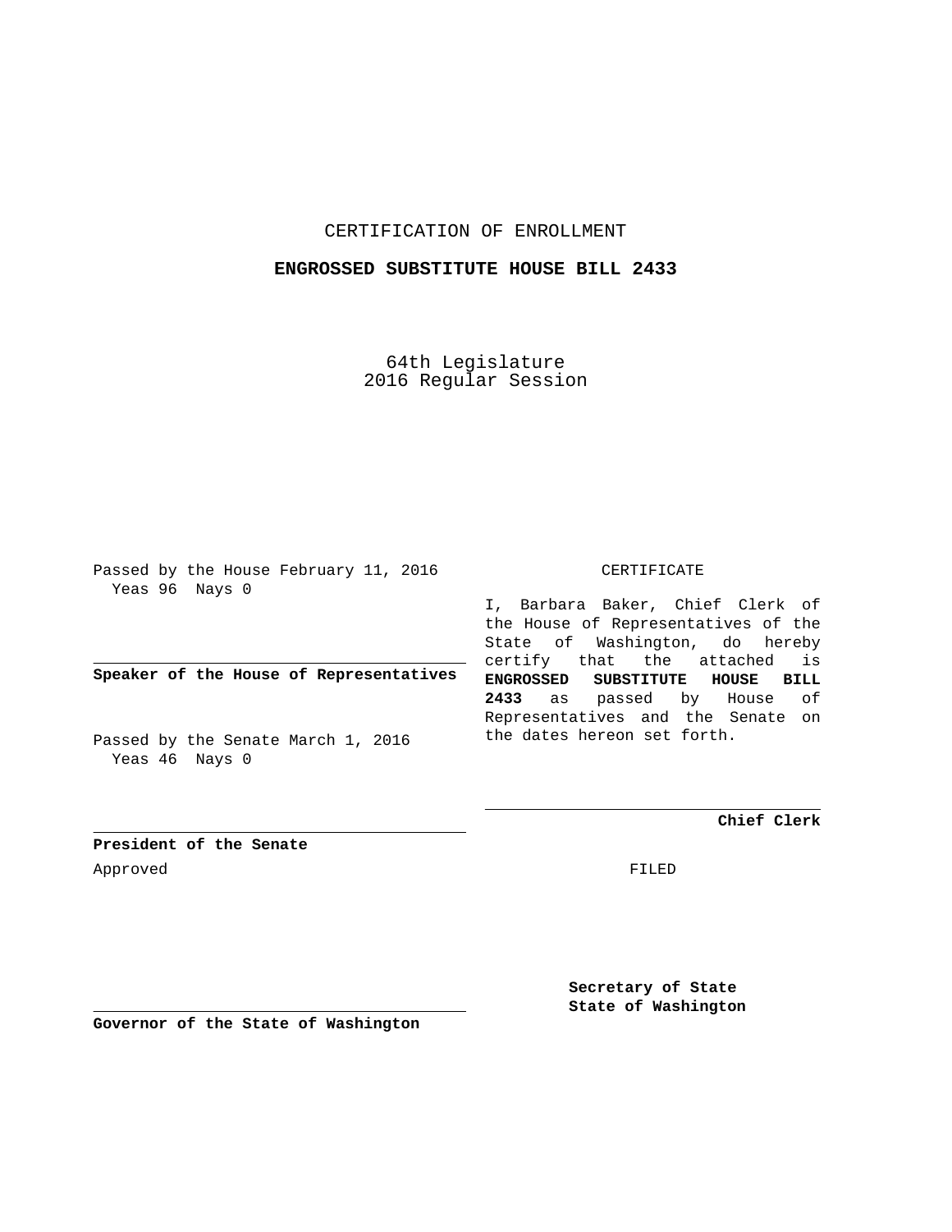CERTIFICATION OF ENROLLMENT

**ENGROSSED SUBSTITUTE HOUSE BILL 2433**

64th Legislature
2016 Regular Session

Passed by the House February 11, 2016
Yeas 96 Nays 0

**Speaker of the House of Representatives**

Passed by the Senate March 1, 2016
Yeas 46 Nays 0

**President of the Senate**

Approved

**Governor of the State of Washington**

CERTIFICATE

I, Barbara Baker, Chief Clerk of the House of Representatives of the State of Washington, do hereby certify that the attached is **ENGROSSED SUBSTITUTE HOUSE BILL 2433** as passed by House of Representatives and the Senate on the dates hereon set forth.

**Chief Clerk**

FILED

**Secretary of State**
**State of Washington**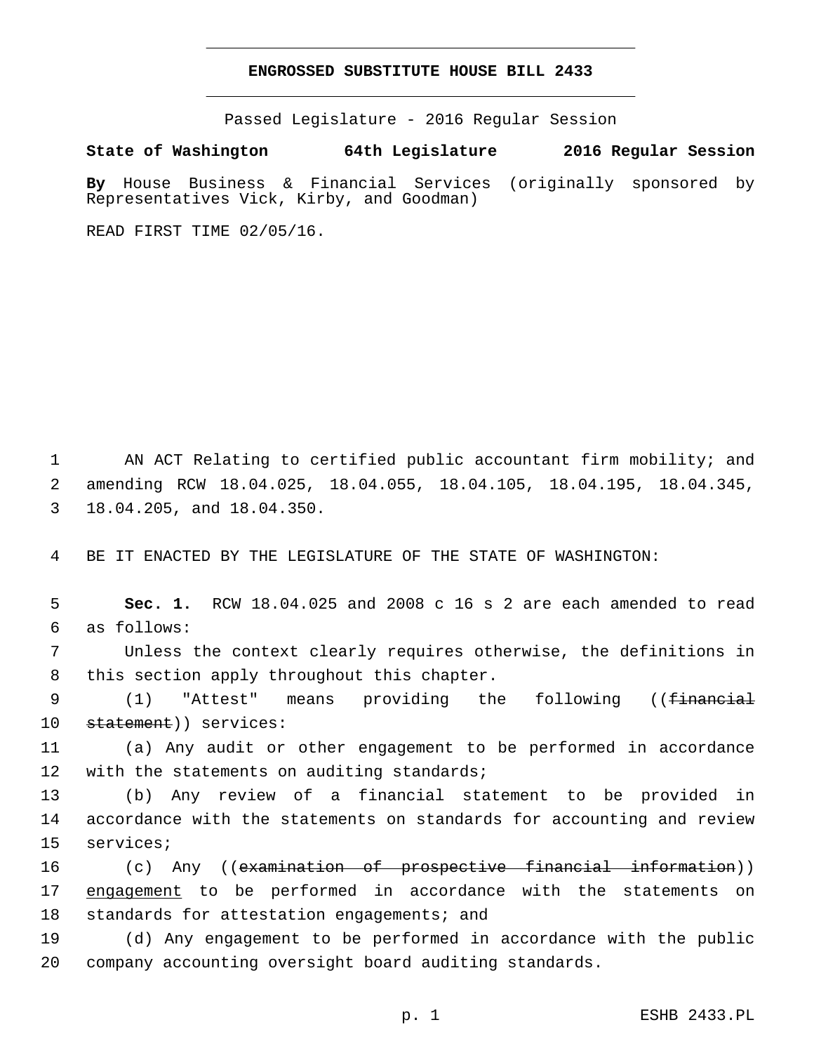# ENGROSSED SUBSTITUTE HOUSE BILL 2433

Passed Legislature - 2016 Regular Session

**State of Washington 64th Legislature 2016 Regular Session**

**By** House Business & Financial Services (originally sponsored by Representatives Vick, Kirby, and Goodman)

READ FIRST TIME 02/05/16.

1 AN ACT Relating to certified public accountant firm mobility; and
2 amending RCW 18.04.025, 18.04.055, 18.04.105, 18.04.195, 18.04.345,
3 18.04.205, and 18.04.350.

4 BE IT ENACTED BY THE LEGISLATURE OF THE STATE OF WASHINGTON:

5 **Sec. 1.** RCW 18.04.025 and 2008 c 16 s 2 are each amended to read
6 as follows:

7 Unless the context clearly requires otherwise, the definitions in
8 this section apply throughout this chapter.

9 (1) "Attest" means providing the following ((~~financial~~
10 ~~statement~~)) services:

11 (a) Any audit or other engagement to be performed in accordance
12 with the statements on auditing standards;

13 (b) Any review of a financial statement to be provided in
14 accordance with the statements on standards for accounting and review
15 services;

16 (c) Any ((~~examination of prospective financial information~~))
17 engagement to be performed in accordance with the statements on
18 standards for attestation engagements; and

19 (d) Any engagement to be performed in accordance with the public
20 company accounting oversight board auditing standards.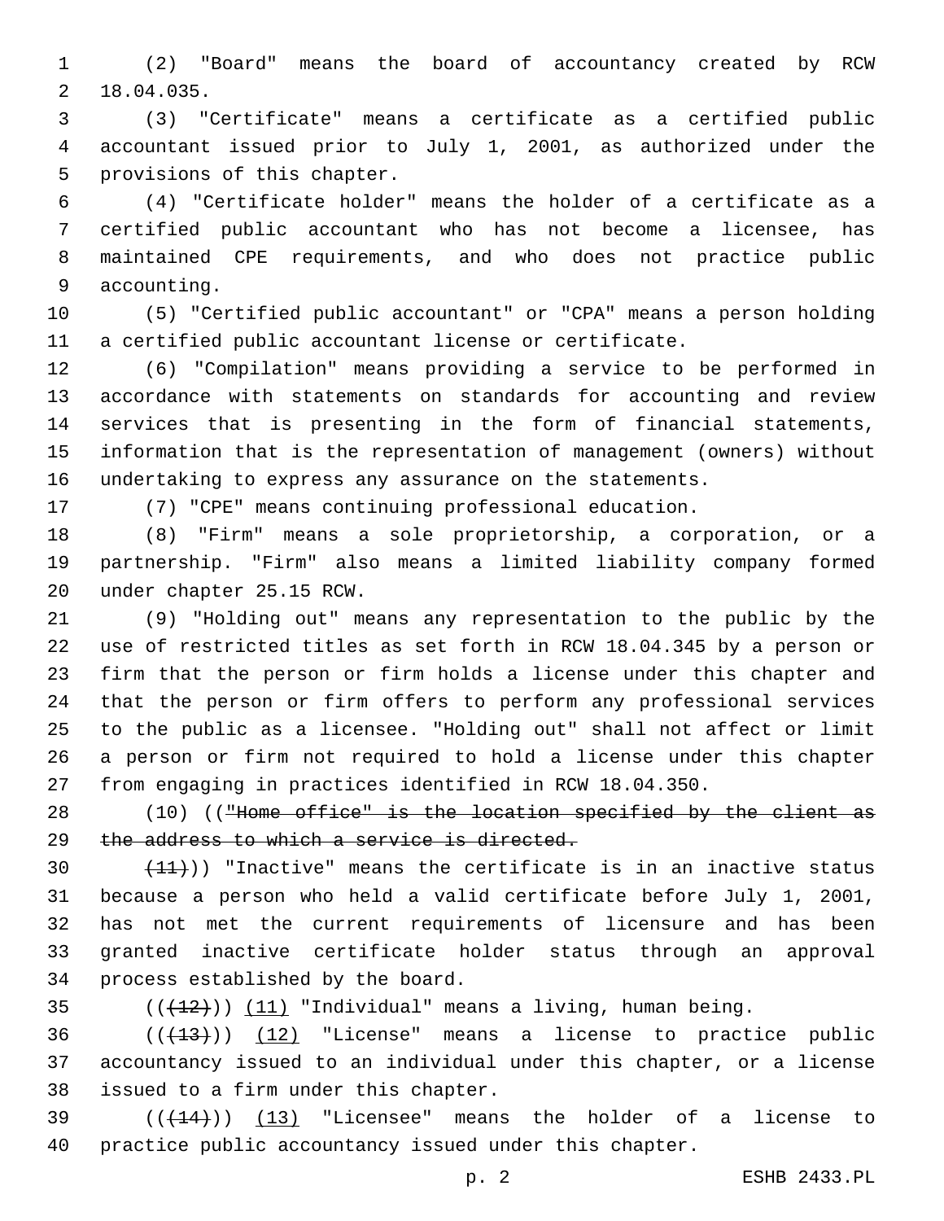(2) "Board" means the board of accountancy created by RCW 18.04.035.

(3) "Certificate" means a certificate as a certified public accountant issued prior to July 1, 2001, as authorized under the provisions of this chapter.

(4) "Certificate holder" means the holder of a certificate as a certified public accountant who has not become a licensee, has maintained CPE requirements, and who does not practice public accounting.

(5) "Certified public accountant" or "CPA" means a person holding a certified public accountant license or certificate.

(6) "Compilation" means providing a service to be performed in accordance with statements on standards for accounting and review services that is presenting in the form of financial statements, information that is the representation of management (owners) without undertaking to express any assurance on the statements.

(7) "CPE" means continuing professional education.

(8) "Firm" means a sole proprietorship, a corporation, or a partnership. "Firm" also means a limited liability company formed under chapter 25.15 RCW.

(9) "Holding out" means any representation to the public by the use of restricted titles as set forth in RCW 18.04.345 by a person or firm that the person or firm holds a license under this chapter and that the person or firm offers to perform any professional services to the public as a licensee. "Holding out" shall not affect or limit a person or firm not required to hold a license under this chapter from engaging in practices identified in RCW 18.04.350.

(10) ((~~"Home office" is the location specified by the client as the address to which a service is directed.~~

~~(11)~~)) "Inactive" means the certificate is in an inactive status because a person who held a valid certificate before July 1, 2001, has not met the current requirements of licensure and has been granted inactive certificate holder status through an approval process established by the board.

((~~(12)~~)) (11) "Individual" means a living, human being.

((~~(13)~~)) (12) "License" means a license to practice public accountancy issued to an individual under this chapter, or a license issued to a firm under this chapter.

((~~(14)~~)) (13) "Licensee" means the holder of a license to practice public accountancy issued under this chapter.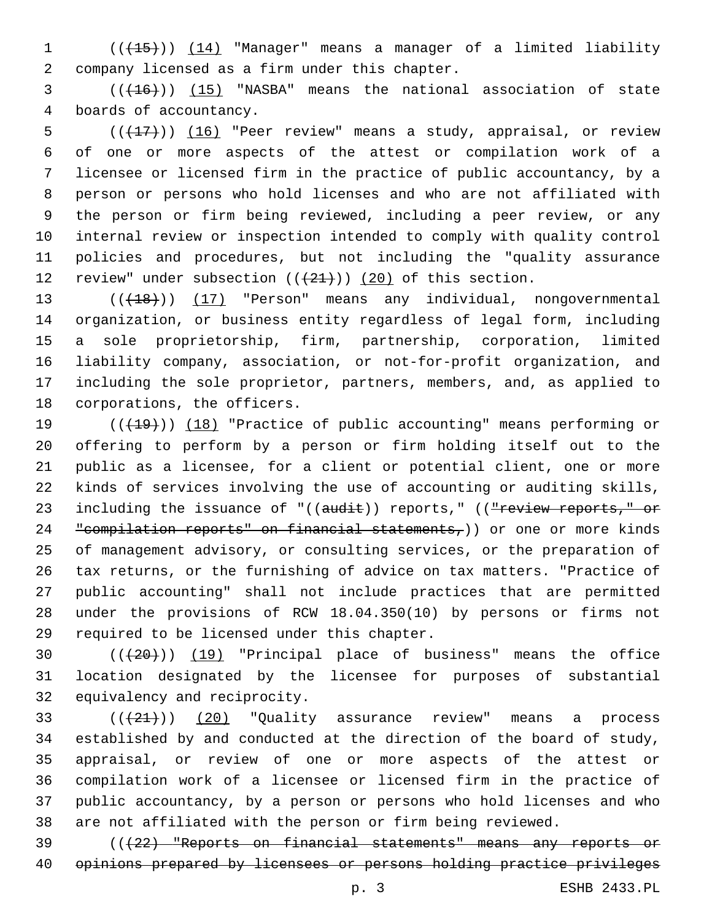(((15))) <u>(14)</u> "Manager" means a manager of a limited liability company licensed as a firm under this chapter.

(((16))) <u>(15)</u> "NASBA" means the national association of state boards of accountancy.

(((17))) <u>(16)</u> "Peer review" means a study, appraisal, or review of one or more aspects of the attest or compilation work of a licensee or licensed firm in the practice of public accountancy, by a person or persons who hold licenses and who are not affiliated with the person or firm being reviewed, including a peer review, or any internal review or inspection intended to comply with quality control policies and procedures, but not including the "quality assurance review" under subsection (((21))) <u>(20)</u> of this section.

(((18))) <u>(17)</u> "Person" means any individual, nongovernmental organization, or business entity regardless of legal form, including a sole proprietorship, firm, partnership, corporation, limited liability company, association, or not-for-profit organization, and including the sole proprietor, partners, members, and, as applied to corporations, the officers.

(((19))) <u>(18)</u> "Practice of public accounting" means performing or offering to perform by a person or firm holding itself out to the public as a licensee, for a client or potential client, one or more kinds of services involving the use of accounting or auditing skills, including the issuance of "((~~audit~~)) reports," ((~~"review reports," or "compilation reports" on financial statements,~~)) or one or more kinds of management advisory, or consulting services, or the preparation of tax returns, or the furnishing of advice on tax matters. "Practice of public accounting" shall not include practices that are permitted under the provisions of RCW 18.04.350(10) by persons or firms not required to be licensed under this chapter.

(((20))) <u>(19)</u> "Principal place of business" means the office location designated by the licensee for purposes of substantial equivalency and reciprocity.

(((21))) <u>(20)</u> "Quality assurance review" means a process established by and conducted at the direction of the board of study, appraisal, or review of one or more aspects of the attest or compilation work of a licensee or licensed firm in the practice of public accountancy, by a person or persons who hold licenses and who are not affiliated with the person or firm being reviewed.

((~~(22) "Reports on financial statements" means any reports or opinions prepared by licensees or persons holding practice privileges~~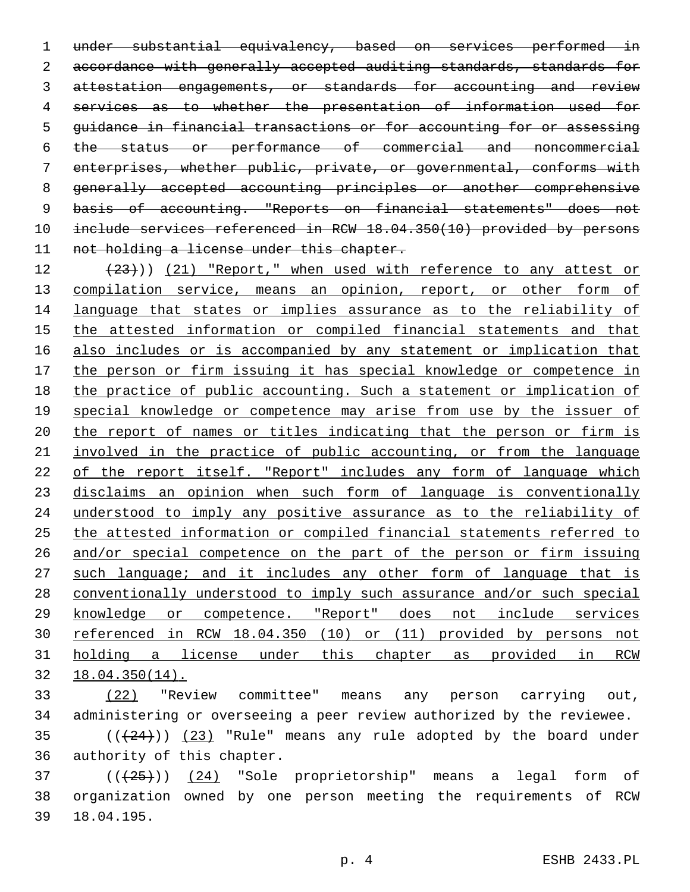~~under substantial equivalency, based on services performed in accordance with generally accepted auditing standards, standards for attestation engagements, or standards for accounting and review services as to whether the presentation of information used for guidance in financial transactions or for accounting for or assessing the status or performance of commercial and noncommercial enterprises, whether public, private, or governmental, conforms with generally accepted accounting principles or another comprehensive basis of accounting. "Reports on financial statements" does not include services referenced in RCW 18.04.350(10) provided by persons not holding a license under this chapter.~~

~~(23)~~)) <u>(21) "Report," when used with reference to any attest or compilation service, means an opinion, report, or other form of language that states or implies assurance as to the reliability of the attested information or compiled financial statements and that also includes or is accompanied by any statement or implication that the person or firm issuing it has special knowledge or competence in the practice of public accounting. Such a statement or implication of special knowledge or competence may arise from use by the issuer of the report of names or titles indicating that the person or firm is involved in the practice of public accounting, or from the language of the report itself. "Report" includes any form of language which disclaims an opinion when such form of language is conventionally understood to imply any positive assurance as to the reliability of the attested information or compiled financial statements referred to and/or special competence on the part of the person or firm issuing such language; and it includes any other form of language that is conventionally understood to imply such assurance and/or such special knowledge or competence. "Report" does not include services referenced in RCW 18.04.350 (10) or (11) provided by persons not holding a license under this chapter as provided in RCW 18.04.350(14).</u>

<u>(22)</u> "Review committee" means any person carrying out, administering or overseeing a peer review authorized by the reviewee.

((~~(24)~~)) <u>(23)</u> "Rule" means any rule adopted by the board under authority of this chapter.

((~~(25)~~)) <u>(24)</u> "Sole proprietorship" means a legal form of organization owned by one person meeting the requirements of RCW 18.04.195.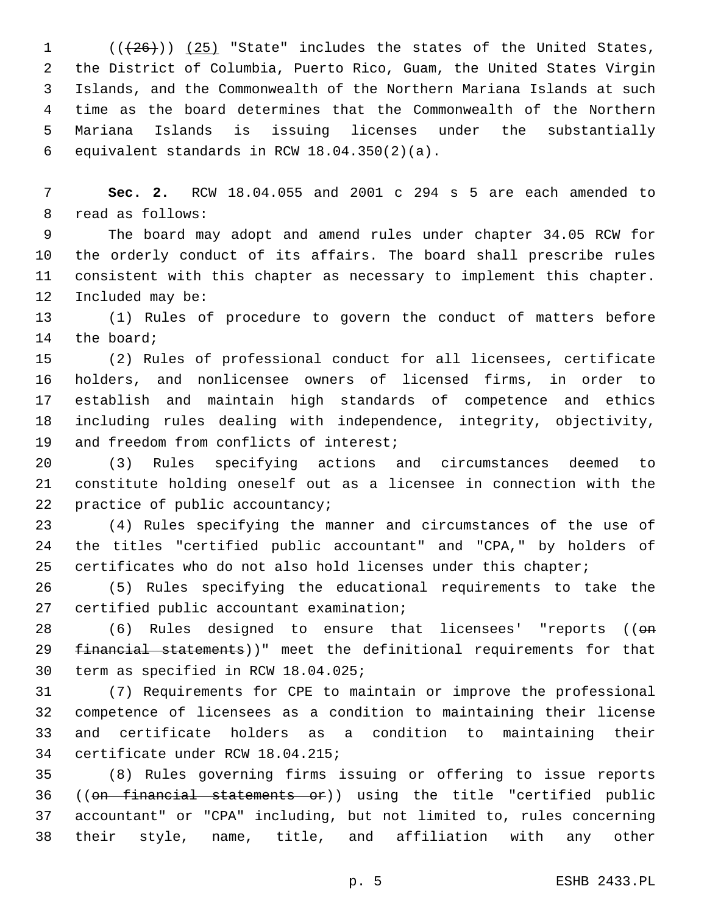(((26))) (25) "State" includes the states of the United States, the District of Columbia, Puerto Rico, Guam, the United States Virgin Islands, and the Commonwealth of the Northern Mariana Islands at such time as the board determines that the Commonwealth of the Northern Mariana Islands is issuing licenses under the substantially equivalent standards in RCW 18.04.350(2)(a).

**Sec. 2.** RCW 18.04.055 and 2001 c 294 s 5 are each amended to read as follows:

The board may adopt and amend rules under chapter 34.05 RCW for the orderly conduct of its affairs. The board shall prescribe rules consistent with this chapter as necessary to implement this chapter. Included may be:

(1) Rules of procedure to govern the conduct of matters before the board;

(2) Rules of professional conduct for all licensees, certificate holders, and nonlicensee owners of licensed firms, in order to establish and maintain high standards of competence and ethics including rules dealing with independence, integrity, objectivity, and freedom from conflicts of interest;

(3) Rules specifying actions and circumstances deemed to constitute holding oneself out as a licensee in connection with the practice of public accountancy;

(4) Rules specifying the manner and circumstances of the use of the titles "certified public accountant" and "CPA," by holders of certificates who do not also hold licenses under this chapter;

(5) Rules specifying the educational requirements to take the certified public accountant examination;

(6) Rules designed to ensure that licensees' "reports ((on financial statements))" meet the definitional requirements for that term as specified in RCW 18.04.025;

(7) Requirements for CPE to maintain or improve the professional competence of licensees as a condition to maintaining their license and certificate holders as a condition to maintaining their certificate under RCW 18.04.215;

(8) Rules governing firms issuing or offering to issue reports ((on financial statements or)) using the title "certified public accountant" or "CPA" including, but not limited to, rules concerning their style, name, title, and affiliation with any other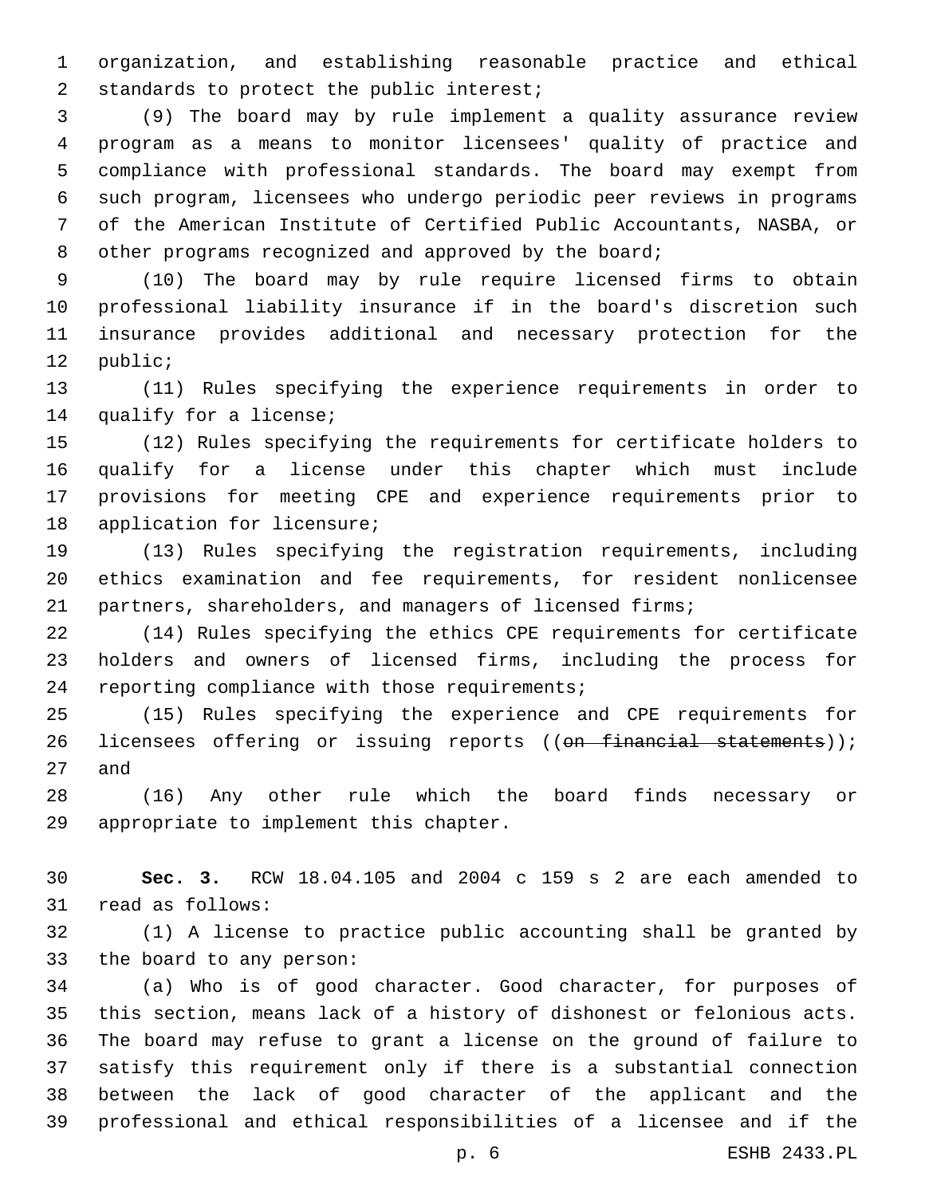organization, and establishing reasonable practice and ethical standards to protect the public interest;

(9) The board may by rule implement a quality assurance review program as a means to monitor licensees' quality of practice and compliance with professional standards. The board may exempt from such program, licensees who undergo periodic peer reviews in programs of the American Institute of Certified Public Accountants, NASBA, or other programs recognized and approved by the board;

(10) The board may by rule require licensed firms to obtain professional liability insurance if in the board's discretion such insurance provides additional and necessary protection for the public;

(11) Rules specifying the experience requirements in order to qualify for a license;

(12) Rules specifying the requirements for certificate holders to qualify for a license under this chapter which must include provisions for meeting CPE and experience requirements prior to application for licensure;

(13) Rules specifying the registration requirements, including ethics examination and fee requirements, for resident nonlicensee partners, shareholders, and managers of licensed firms;

(14) Rules specifying the ethics CPE requirements for certificate holders and owners of licensed firms, including the process for reporting compliance with those requirements;

(15) Rules specifying the experience and CPE requirements for licensees offering or issuing reports ((~~on financial statements~~)); and

(16) Any other rule which the board finds necessary or appropriate to implement this chapter.

**Sec. 3.** RCW 18.04.105 and 2004 c 159 s 2 are each amended to read as follows:

(1) A license to practice public accounting shall be granted by the board to any person:

(a) Who is of good character. Good character, for purposes of this section, means lack of a history of dishonest or felonious acts. The board may refuse to grant a license on the ground of failure to satisfy this requirement only if there is a substantial connection between the lack of good character of the applicant and the professional and ethical responsibilities of a licensee and if the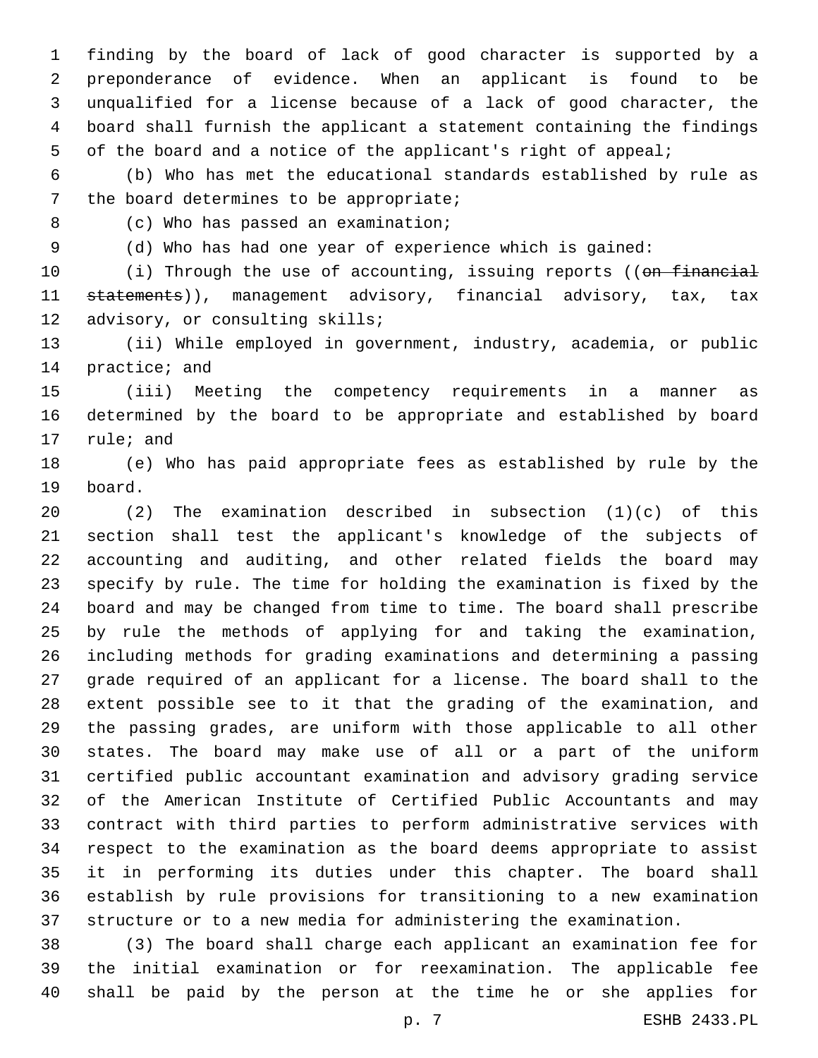finding by the board of lack of good character is supported by a preponderance of evidence. When an applicant is found to be unqualified for a license because of a lack of good character, the board shall furnish the applicant a statement containing the findings of the board and a notice of the applicant's right of appeal;

(b) Who has met the educational standards established by rule as the board determines to be appropriate;

(c) Who has passed an examination;

(d) Who has had one year of experience which is gained:

(i) Through the use of accounting, issuing reports ((~~on financial statements~~)), management advisory, financial advisory, tax, tax advisory, or consulting skills;

(ii) While employed in government, industry, academia, or public practice; and

(iii) Meeting the competency requirements in a manner as determined by the board to be appropriate and established by board rule; and

(e) Who has paid appropriate fees as established by rule by the board.

(2) The examination described in subsection (1)(c) of this section shall test the applicant's knowledge of the subjects of accounting and auditing, and other related fields the board may specify by rule. The time for holding the examination is fixed by the board and may be changed from time to time. The board shall prescribe by rule the methods of applying for and taking the examination, including methods for grading examinations and determining a passing grade required of an applicant for a license. The board shall to the extent possible see to it that the grading of the examination, and the passing grades, are uniform with those applicable to all other states. The board may make use of all or a part of the uniform certified public accountant examination and advisory grading service of the American Institute of Certified Public Accountants and may contract with third parties to perform administrative services with respect to the examination as the board deems appropriate to assist it in performing its duties under this chapter. The board shall establish by rule provisions for transitioning to a new examination structure or to a new media for administering the examination.

(3) The board shall charge each applicant an examination fee for the initial examination or for reexamination. The applicable fee shall be paid by the person at the time he or she applies for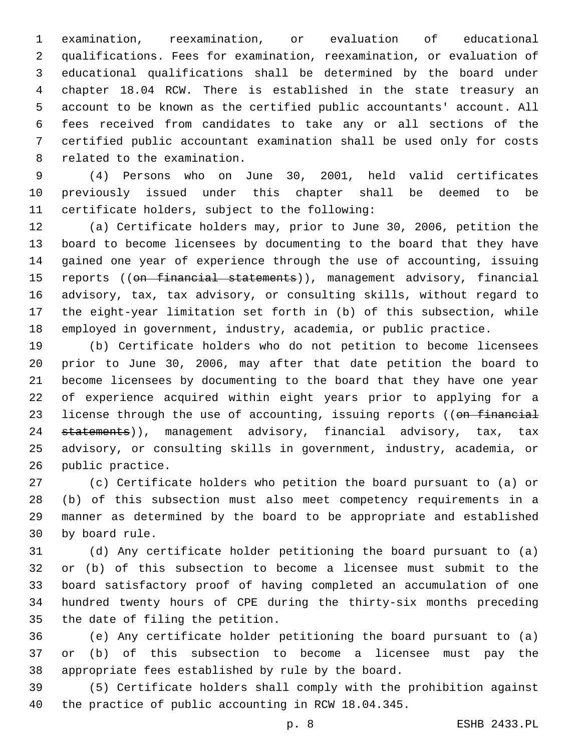examination, reexamination, or evaluation of educational qualifications. Fees for examination, reexamination, or evaluation of educational qualifications shall be determined by the board under chapter 18.04 RCW. There is established in the state treasury an account to be known as the certified public accountants' account. All fees received from candidates to take any or all sections of the certified public accountant examination shall be used only for costs related to the examination.

(4) Persons who on June 30, 2001, held valid certificates previously issued under this chapter shall be deemed to be certificate holders, subject to the following:

(a) Certificate holders may, prior to June 30, 2006, petition the board to become licensees by documenting to the board that they have gained one year of experience through the use of accounting, issuing reports ((~~on financial statements~~)), management advisory, financial advisory, tax, tax advisory, or consulting skills, without regard to the eight-year limitation set forth in (b) of this subsection, while employed in government, industry, academia, or public practice.

(b) Certificate holders who do not petition to become licensees prior to June 30, 2006, may after that date petition the board to become licensees by documenting to the board that they have one year of experience acquired within eight years prior to applying for a license through the use of accounting, issuing reports ((~~on financial statements~~)), management advisory, financial advisory, tax, tax advisory, or consulting skills in government, industry, academia, or public practice.

(c) Certificate holders who petition the board pursuant to (a) or (b) of this subsection must also meet competency requirements in a manner as determined by the board to be appropriate and established by board rule.

(d) Any certificate holder petitioning the board pursuant to (a) or (b) of this subsection to become a licensee must submit to the board satisfactory proof of having completed an accumulation of one hundred twenty hours of CPE during the thirty-six months preceding the date of filing the petition.

(e) Any certificate holder petitioning the board pursuant to (a) or (b) of this subsection to become a licensee must pay the appropriate fees established by rule by the board.

(5) Certificate holders shall comply with the prohibition against the practice of public accounting in RCW 18.04.345.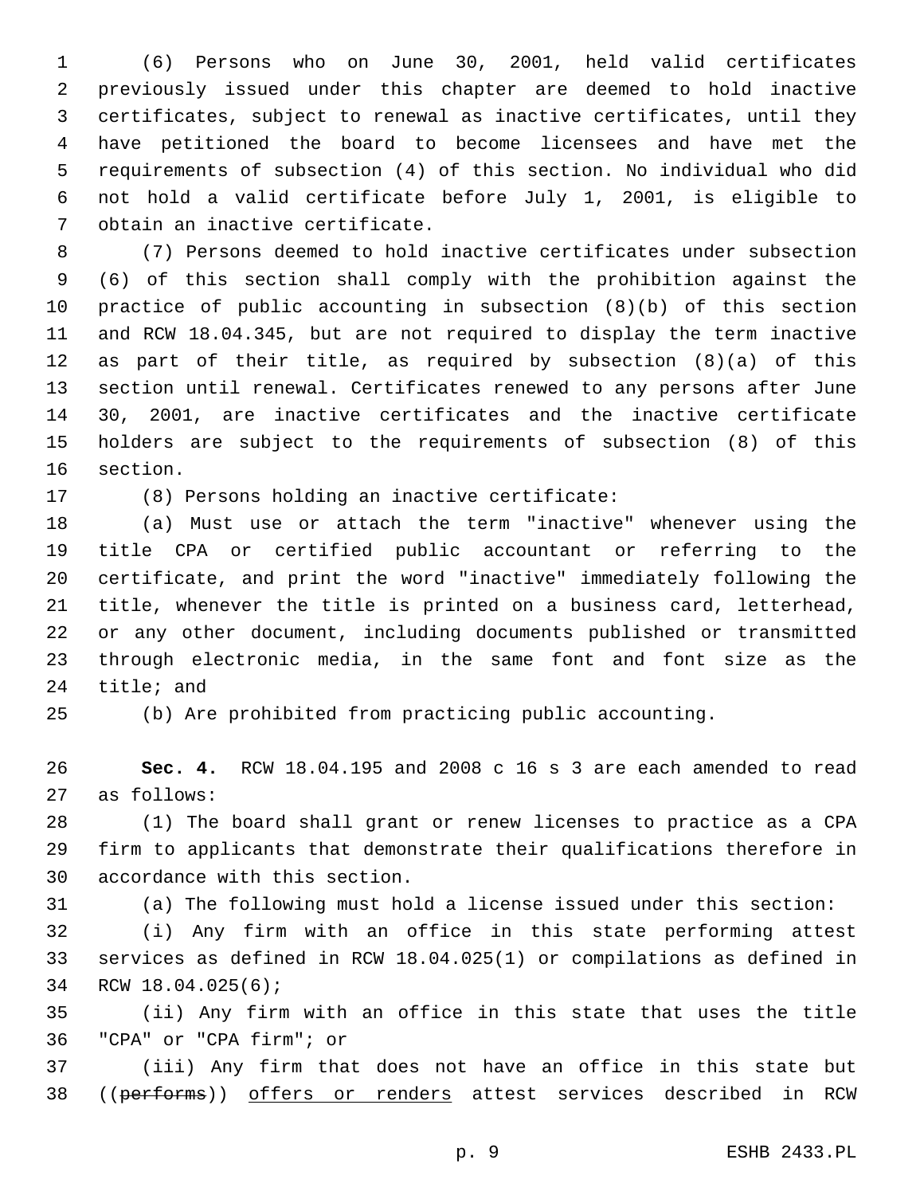(6) Persons who on June 30, 2001, held valid certificates previously issued under this chapter are deemed to hold inactive certificates, subject to renewal as inactive certificates, until they have petitioned the board to become licensees and have met the requirements of subsection (4) of this section. No individual who did not hold a valid certificate before July 1, 2001, is eligible to obtain an inactive certificate.

(7) Persons deemed to hold inactive certificates under subsection (6) of this section shall comply with the prohibition against the practice of public accounting in subsection (8)(b) of this section and RCW 18.04.345, but are not required to display the term inactive as part of their title, as required by subsection (8)(a) of this section until renewal. Certificates renewed to any persons after June 30, 2001, are inactive certificates and the inactive certificate holders are subject to the requirements of subsection (8) of this section.

(8) Persons holding an inactive certificate:

(a) Must use or attach the term "inactive" whenever using the title CPA or certified public accountant or referring to the certificate, and print the word "inactive" immediately following the title, whenever the title is printed on a business card, letterhead, or any other document, including documents published or transmitted through electronic media, in the same font and font size as the title; and

(b) Are prohibited from practicing public accounting.

**Sec. 4.** RCW 18.04.195 and 2008 c 16 s 3 are each amended to read as follows:

(1) The board shall grant or renew licenses to practice as a CPA firm to applicants that demonstrate their qualifications therefore in accordance with this section.

(a) The following must hold a license issued under this section:

(i) Any firm with an office in this state performing attest services as defined in RCW 18.04.025(1) or compilations as defined in RCW 18.04.025(6);

(ii) Any firm with an office in this state that uses the title "CPA" or "CPA firm"; or

(iii) Any firm that does not have an office in this state but ((~~performs~~)) <u>offers or renders</u> attest services described in RCW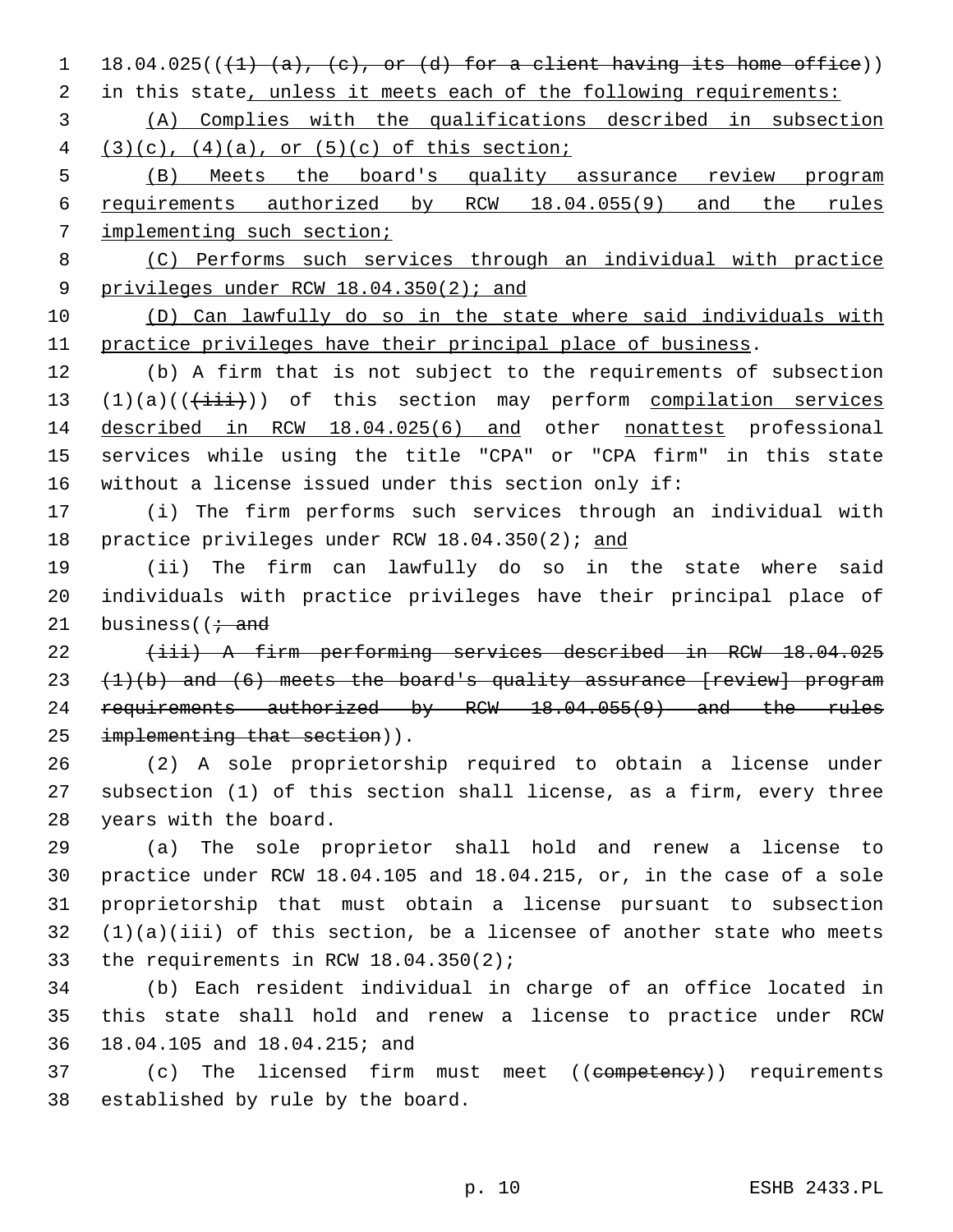18.04.025((~~(1) (a), (c), or (d) for a client having its home office~~)) in this state, unless it meets each of the following requirements:

(A) Complies with the qualifications described in subsection (3)(c), (4)(a), or (5)(c) of this section;

(B) Meets the board's quality assurance review program requirements authorized by RCW 18.04.055(9) and the rules implementing such section;

(C) Performs such services through an individual with practice privileges under RCW 18.04.350(2); and

(D) Can lawfully do so in the state where said individuals with practice privileges have their principal place of business.

(b) A firm that is not subject to the requirements of subsection (1)(a)((~~(iii)~~)) of this section may perform compilation services described in RCW 18.04.025(6) and other nonattest professional services while using the title "CPA" or "CPA firm" in this state without a license issued under this section only if:

(i) The firm performs such services through an individual with practice privileges under RCW 18.04.350(2); and

(ii) The firm can lawfully do so in the state where said individuals with practice privileges have their principal place of business((~~; and~~

~~(iii) A firm performing services described in RCW 18.04.025 (1)(b) and (6) meets the board's quality assurance [review] program requirements authorized by RCW 18.04.055(9) and the rules implementing that section~~)).

(2) A sole proprietorship required to obtain a license under subsection (1) of this section shall license, as a firm, every three years with the board.

(a) The sole proprietor shall hold and renew a license to practice under RCW 18.04.105 and 18.04.215, or, in the case of a sole proprietorship that must obtain a license pursuant to subsection (1)(a)(iii) of this section, be a licensee of another state who meets the requirements in RCW 18.04.350(2);

(b) Each resident individual in charge of an office located in this state shall hold and renew a license to practice under RCW 18.04.105 and 18.04.215; and

(c) The licensed firm must meet ((~~competency~~)) requirements established by rule by the board.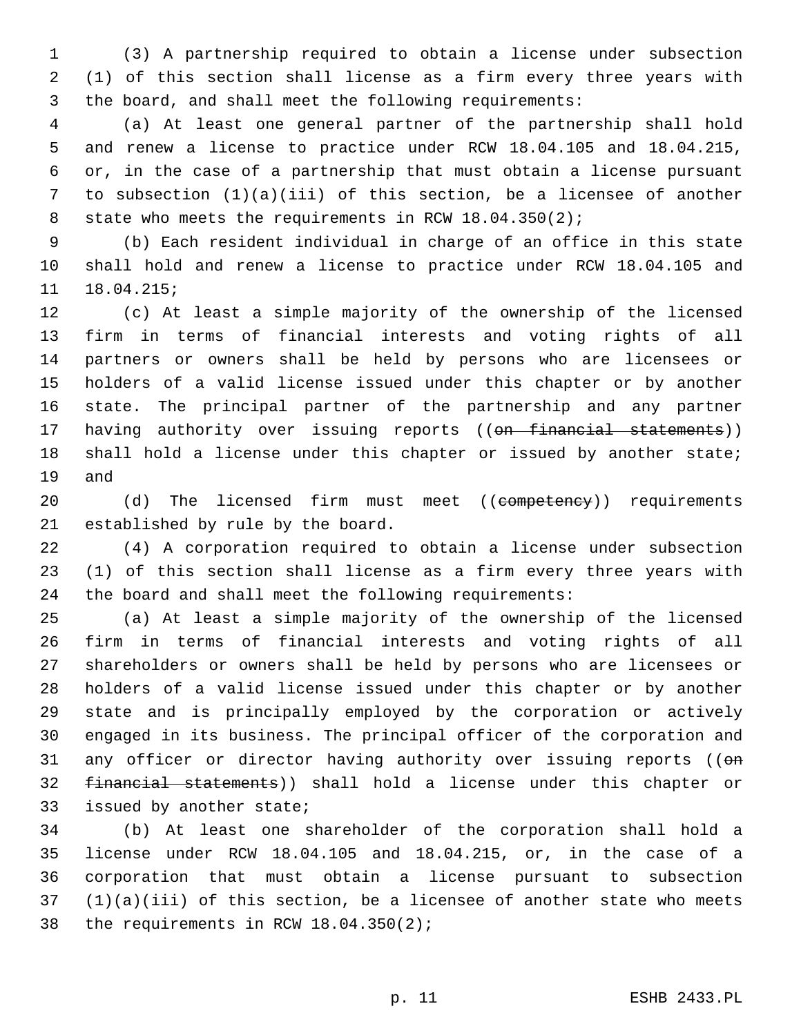(3) A partnership required to obtain a license under subsection (1) of this section shall license as a firm every three years with the board, and shall meet the following requirements:

(a) At least one general partner of the partnership shall hold and renew a license to practice under RCW 18.04.105 and 18.04.215, or, in the case of a partnership that must obtain a license pursuant to subsection (1)(a)(iii) of this section, be a licensee of another state who meets the requirements in RCW 18.04.350(2);

(b) Each resident individual in charge of an office in this state shall hold and renew a license to practice under RCW 18.04.105 and 18.04.215;

(c) At least a simple majority of the ownership of the licensed firm in terms of financial interests and voting rights of all partners or owners shall be held by persons who are licensees or holders of a valid license issued under this chapter or by another state. The principal partner of the partnership and any partner having authority over issuing reports ((~~on financial statements~~)) shall hold a license under this chapter or issued by another state; and

(d) The licensed firm must meet ((~~competency~~)) requirements established by rule by the board.

(4) A corporation required to obtain a license under subsection (1) of this section shall license as a firm every three years with the board and shall meet the following requirements:

(a) At least a simple majority of the ownership of the licensed firm in terms of financial interests and voting rights of all shareholders or owners shall be held by persons who are licensees or holders of a valid license issued under this chapter or by another state and is principally employed by the corporation or actively engaged in its business. The principal officer of the corporation and any officer or director having authority over issuing reports ((~~on financial statements~~)) shall hold a license under this chapter or issued by another state;

(b) At least one shareholder of the corporation shall hold a license under RCW 18.04.105 and 18.04.215, or, in the case of a corporation that must obtain a license pursuant to subsection (1)(a)(iii) of this section, be a licensee of another state who meets the requirements in RCW 18.04.350(2);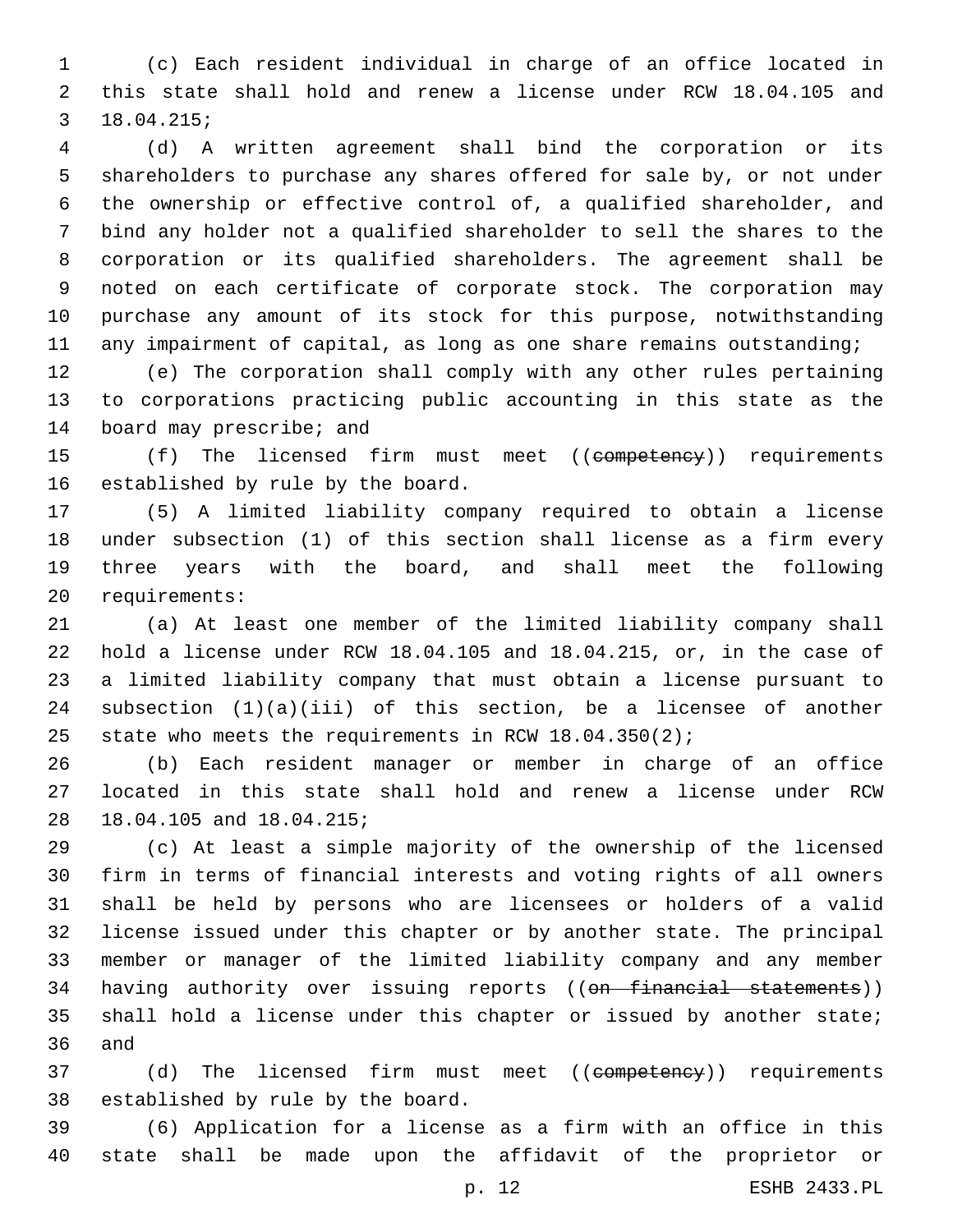(c) Each resident individual in charge of an office located in this state shall hold and renew a license under RCW 18.04.105 and 18.04.215;

(d) A written agreement shall bind the corporation or its shareholders to purchase any shares offered for sale by, or not under the ownership or effective control of, a qualified shareholder, and bind any holder not a qualified shareholder to sell the shares to the corporation or its qualified shareholders. The agreement shall be noted on each certificate of corporate stock. The corporation may purchase any amount of its stock for this purpose, notwithstanding any impairment of capital, as long as one share remains outstanding;

(e) The corporation shall comply with any other rules pertaining to corporations practicing public accounting in this state as the board may prescribe; and

(f) The licensed firm must meet ((~~competency~~)) requirements established by rule by the board.

(5) A limited liability company required to obtain a license under subsection (1) of this section shall license as a firm every three years with the board, and shall meet the following requirements:

(a) At least one member of the limited liability company shall hold a license under RCW 18.04.105 and 18.04.215, or, in the case of a limited liability company that must obtain a license pursuant to subsection (1)(a)(iii) of this section, be a licensee of another state who meets the requirements in RCW 18.04.350(2);

(b) Each resident manager or member in charge of an office located in this state shall hold and renew a license under RCW 18.04.105 and 18.04.215;

(c) At least a simple majority of the ownership of the licensed firm in terms of financial interests and voting rights of all owners shall be held by persons who are licensees or holders of a valid license issued under this chapter or by another state. The principal member or manager of the limited liability company and any member having authority over issuing reports ((~~on financial statements~~)) shall hold a license under this chapter or issued by another state; and

(d) The licensed firm must meet ((~~competency~~)) requirements established by rule by the board.

(6) Application for a license as a firm with an office in this state shall be made upon the affidavit of the proprietor or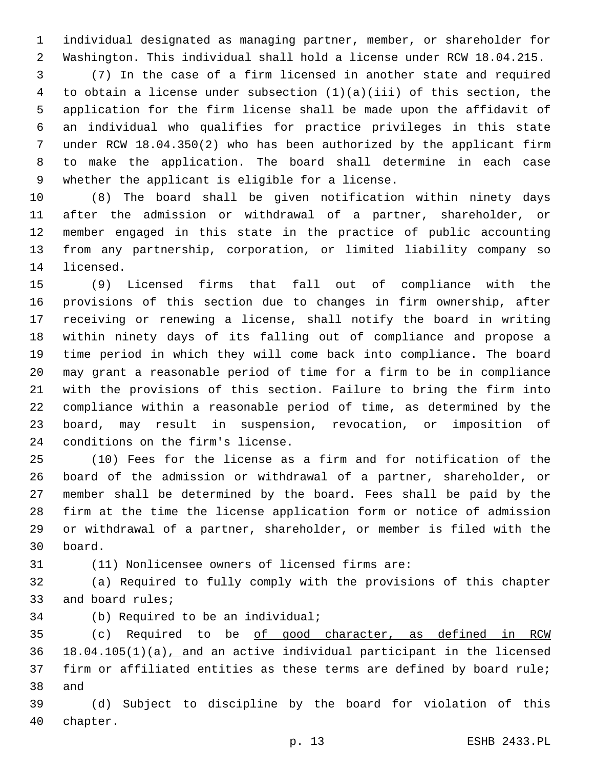individual designated as managing partner, member, or shareholder for Washington. This individual shall hold a license under RCW 18.04.215.

(7) In the case of a firm licensed in another state and required to obtain a license under subsection (1)(a)(iii) of this section, the application for the firm license shall be made upon the affidavit of an individual who qualifies for practice privileges in this state under RCW 18.04.350(2) who has been authorized by the applicant firm to make the application. The board shall determine in each case whether the applicant is eligible for a license.

(8) The board shall be given notification within ninety days after the admission or withdrawal of a partner, shareholder, or member engaged in this state in the practice of public accounting from any partnership, corporation, or limited liability company so licensed.

(9) Licensed firms that fall out of compliance with the provisions of this section due to changes in firm ownership, after receiving or renewing a license, shall notify the board in writing within ninety days of its falling out of compliance and propose a time period in which they will come back into compliance. The board may grant a reasonable period of time for a firm to be in compliance with the provisions of this section. Failure to bring the firm into compliance within a reasonable period of time, as determined by the board, may result in suspension, revocation, or imposition of conditions on the firm's license.

(10) Fees for the license as a firm and for notification of the board of the admission or withdrawal of a partner, shareholder, or member shall be determined by the board. Fees shall be paid by the firm at the time the license application form or notice of admission or withdrawal of a partner, shareholder, or member is filed with the board.

(11) Nonlicensee owners of licensed firms are:

(a) Required to fully comply with the provisions of this chapter and board rules;

(b) Required to be an individual;

(c) Required to be <u>of good character, as defined in RCW 18.04.105(1)(a), and</u> an active individual participant in the licensed firm or affiliated entities as these terms are defined by board rule; and

(d) Subject to discipline by the board for violation of this chapter.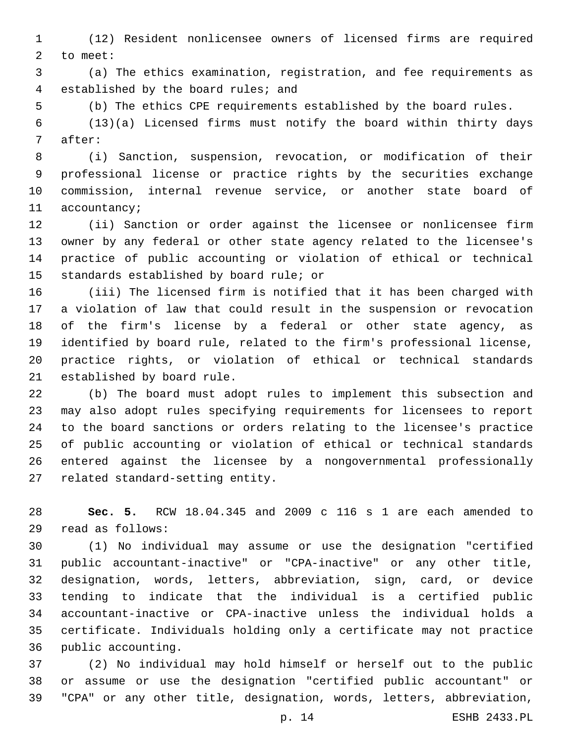(12) Resident nonlicensee owners of licensed firms are required to meet:

(a) The ethics examination, registration, and fee requirements as established by the board rules; and

(b) The ethics CPE requirements established by the board rules.

(13)(a) Licensed firms must notify the board within thirty days after:

(i) Sanction, suspension, revocation, or modification of their professional license or practice rights by the securities exchange commission, internal revenue service, or another state board of accountancy;

(ii) Sanction or order against the licensee or nonlicensee firm owner by any federal or other state agency related to the licensee's practice of public accounting or violation of ethical or technical standards established by board rule; or

(iii) The licensed firm is notified that it has been charged with a violation of law that could result in the suspension or revocation of the firm's license by a federal or other state agency, as identified by board rule, related to the firm's professional license, practice rights, or violation of ethical or technical standards established by board rule.

(b) The board must adopt rules to implement this subsection and may also adopt rules specifying requirements for licensees to report to the board sanctions or orders relating to the licensee's practice of public accounting or violation of ethical or technical standards entered against the licensee by a nongovernmental professionally related standard-setting entity.

**Sec. 5.** RCW 18.04.345 and 2009 c 116 s 1 are each amended to read as follows:

(1) No individual may assume or use the designation "certified public accountant-inactive" or "CPA-inactive" or any other title, designation, words, letters, abbreviation, sign, card, or device tending to indicate that the individual is a certified public accountant-inactive or CPA-inactive unless the individual holds a certificate. Individuals holding only a certificate may not practice public accounting.

(2) No individual may hold himself or herself out to the public or assume or use the designation "certified public accountant" or "CPA" or any other title, designation, words, letters, abbreviation,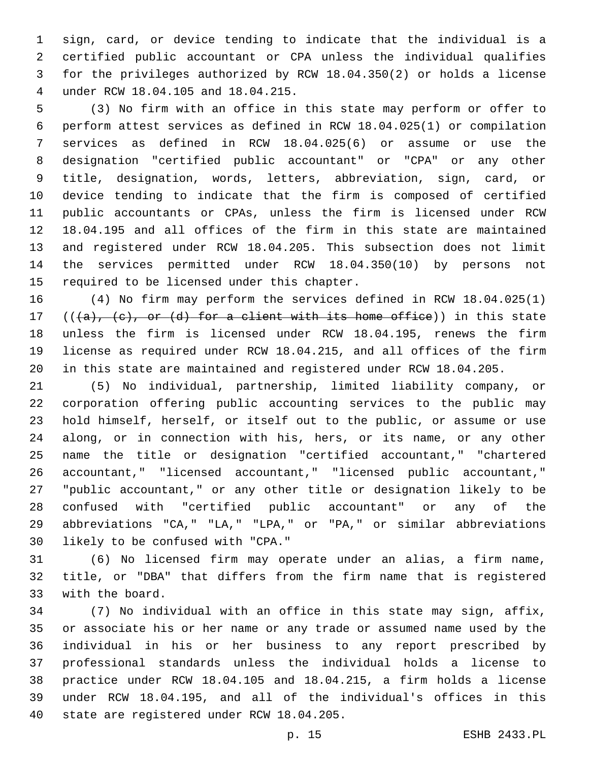sign, card, or device tending to indicate that the individual is a certified public accountant or CPA unless the individual qualifies for the privileges authorized by RCW 18.04.350(2) or holds a license under RCW 18.04.105 and 18.04.215.

(3) No firm with an office in this state may perform or offer to perform attest services as defined in RCW 18.04.025(1) or compilation services as defined in RCW 18.04.025(6) or assume or use the designation "certified public accountant" or "CPA" or any other title, designation, words, letters, abbreviation, sign, card, or device tending to indicate that the firm is composed of certified public accountants or CPAs, unless the firm is licensed under RCW 18.04.195 and all offices of the firm in this state are maintained and registered under RCW 18.04.205. This subsection does not limit the services permitted under RCW 18.04.350(10) by persons not required to be licensed under this chapter.

(4) No firm may perform the services defined in RCW 18.04.025(1) ((~~(a), (c), or (d) for a client with its home office~~)) in this state unless the firm is licensed under RCW 18.04.195, renews the firm license as required under RCW 18.04.215, and all offices of the firm in this state are maintained and registered under RCW 18.04.205.

(5) No individual, partnership, limited liability company, or corporation offering public accounting services to the public may hold himself, herself, or itself out to the public, or assume or use along, or in connection with his, hers, or its name, or any other name the title or designation "certified accountant," "chartered accountant," "licensed accountant," "licensed public accountant," "public accountant," or any other title or designation likely to be confused with "certified public accountant" or any of the abbreviations "CA," "LA," "LPA," or "PA," or similar abbreviations likely to be confused with "CPA."

(6) No licensed firm may operate under an alias, a firm name, title, or "DBA" that differs from the firm name that is registered with the board.

(7) No individual with an office in this state may sign, affix, or associate his or her name or any trade or assumed name used by the individual in his or her business to any report prescribed by professional standards unless the individual holds a license to practice under RCW 18.04.105 and 18.04.215, a firm holds a license under RCW 18.04.195, and all of the individual's offices in this state are registered under RCW 18.04.205.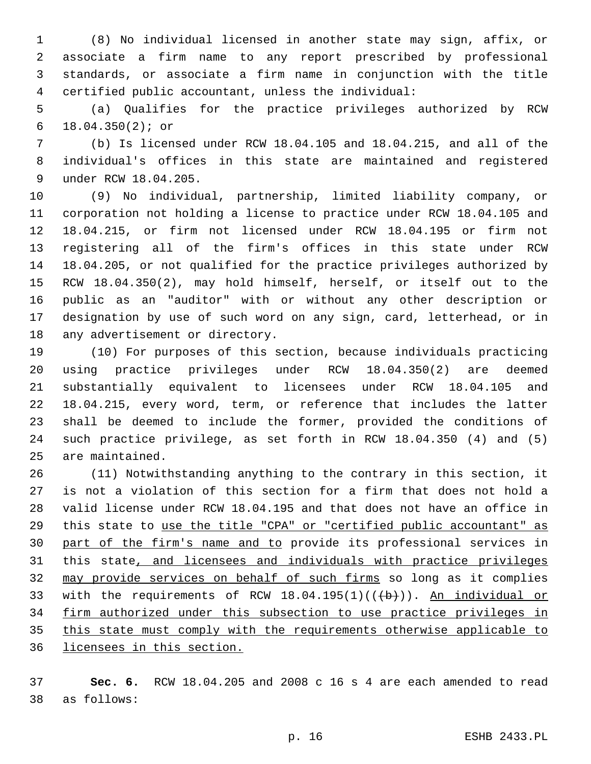(8) No individual licensed in another state may sign, affix, or associate a firm name to any report prescribed by professional standards, or associate a firm name in conjunction with the title certified public accountant, unless the individual:

(a) Qualifies for the practice privileges authorized by RCW 18.04.350(2); or

(b) Is licensed under RCW 18.04.105 and 18.04.215, and all of the individual's offices in this state are maintained and registered under RCW 18.04.205.

(9) No individual, partnership, limited liability company, or corporation not holding a license to practice under RCW 18.04.105 and 18.04.215, or firm not licensed under RCW 18.04.195 or firm not registering all of the firm's offices in this state under RCW 18.04.205, or not qualified for the practice privileges authorized by RCW 18.04.350(2), may hold himself, herself, or itself out to the public as an "auditor" with or without any other description or designation by use of such word on any sign, card, letterhead, or in any advertisement or directory.

(10) For purposes of this section, because individuals practicing using practice privileges under RCW 18.04.350(2) are deemed substantially equivalent to licensees under RCW 18.04.105 and 18.04.215, every word, term, or reference that includes the latter shall be deemed to include the former, provided the conditions of such practice privilege, as set forth in RCW 18.04.350 (4) and (5) are maintained.

(11) Notwithstanding anything to the contrary in this section, it is not a violation of this section for a firm that does not hold a valid license under RCW 18.04.195 and that does not have an office in this state to <u>use the title "CPA" or "certified public accountant" as part of the firm's name and to</u> provide its professional services in this state<u>, and licensees and individuals with practice privileges may provide services on behalf of such firms</u> so long as it complies with the requirements of RCW 18.04.195(1)((~~(b)~~)). <u>An individual or firm authorized under this subsection to use practice privileges in this state must comply with the requirements otherwise applicable to licensees in this section.</u>

**Sec. 6.** RCW 18.04.205 and 2008 c 16 s 4 are each amended to read as follows: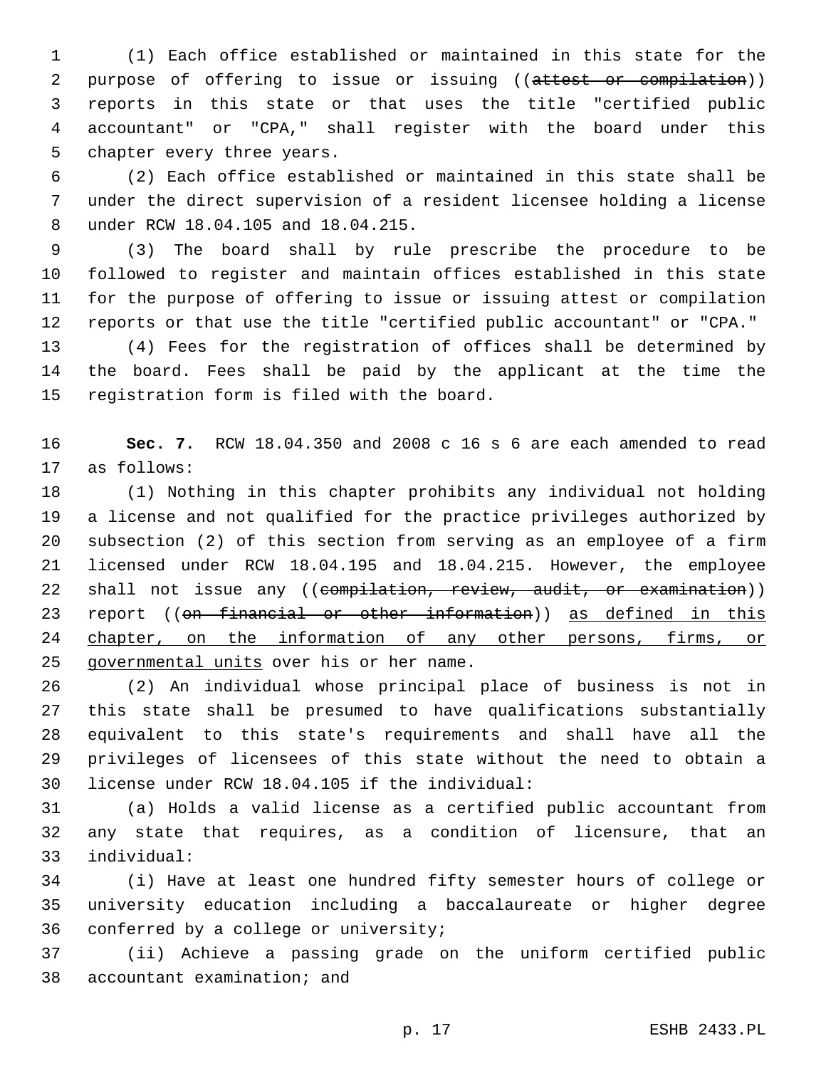(1) Each office established or maintained in this state for the purpose of offering to issue or issuing ((~~attest or compilation~~)) reports in this state or that uses the title "certified public accountant" or "CPA," shall register with the board under this chapter every three years.

(2) Each office established or maintained in this state shall be under the direct supervision of a resident licensee holding a license under RCW 18.04.105 and 18.04.215.

(3) The board shall by rule prescribe the procedure to be followed to register and maintain offices established in this state for the purpose of offering to issue or issuing attest or compilation reports or that use the title "certified public accountant" or "CPA."

(4) Fees for the registration of offices shall be determined by the board. Fees shall be paid by the applicant at the time the registration form is filed with the board.

**Sec. 7.** RCW 18.04.350 and 2008 c 16 s 6 are each amended to read as follows:

(1) Nothing in this chapter prohibits any individual not holding a license and not qualified for the practice privileges authorized by subsection (2) of this section from serving as an employee of a firm licensed under RCW 18.04.195 and 18.04.215. However, the employee shall not issue any ((~~compilation, review, audit, or examination~~)) report ((~~on financial or other information~~)) <u>as defined in this chapter, on the information of any other persons, firms, or governmental units</u> over his or her name.

(2) An individual whose principal place of business is not in this state shall be presumed to have qualifications substantially equivalent to this state's requirements and shall have all the privileges of licensees of this state without the need to obtain a license under RCW 18.04.105 if the individual:

(a) Holds a valid license as a certified public accountant from any state that requires, as a condition of licensure, that an individual:

(i) Have at least one hundred fifty semester hours of college or university education including a baccalaureate or higher degree conferred by a college or university;

(ii) Achieve a passing grade on the uniform certified public accountant examination; and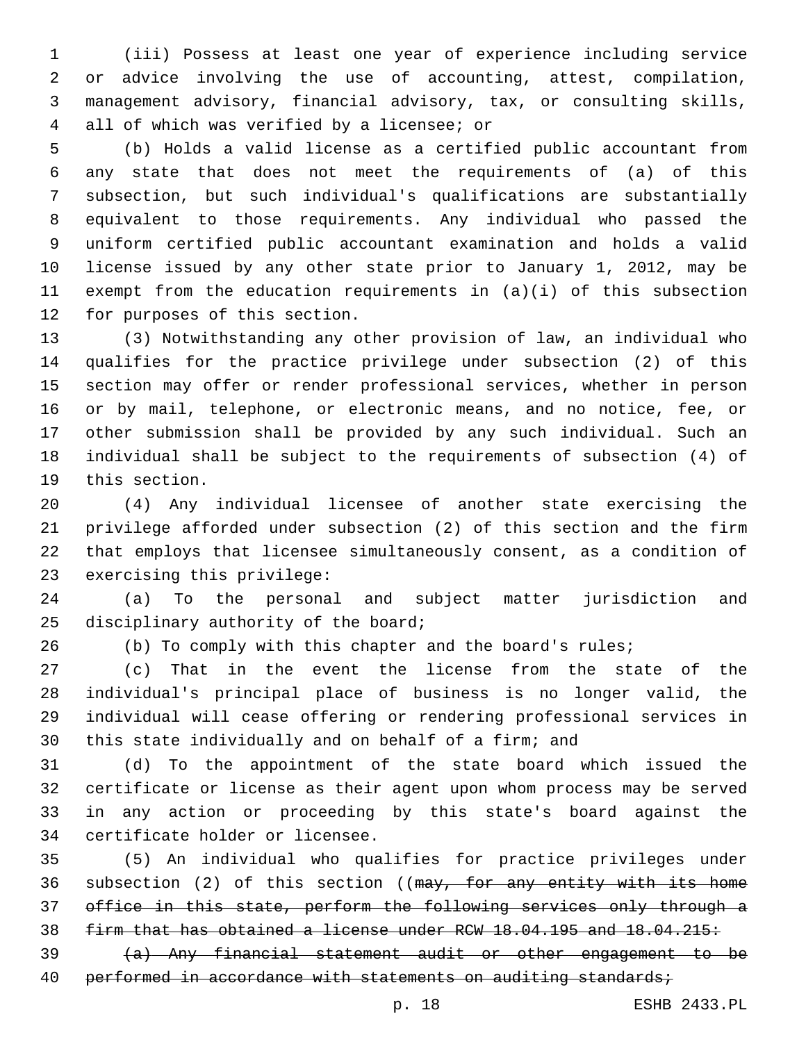(iii) Possess at least one year of experience including service or advice involving the use of accounting, attest, compilation, management advisory, financial advisory, tax, or consulting skills, all of which was verified by a licensee; or

(b) Holds a valid license as a certified public accountant from any state that does not meet the requirements of (a) of this subsection, but such individual's qualifications are substantially equivalent to those requirements. Any individual who passed the uniform certified public accountant examination and holds a valid license issued by any other state prior to January 1, 2012, may be exempt from the education requirements in (a)(i) of this subsection for purposes of this section.

(3) Notwithstanding any other provision of law, an individual who qualifies for the practice privilege under subsection (2) of this section may offer or render professional services, whether in person or by mail, telephone, or electronic means, and no notice, fee, or other submission shall be provided by any such individual. Such an individual shall be subject to the requirements of subsection (4) of this section.

(4) Any individual licensee of another state exercising the privilege afforded under subsection (2) of this section and the firm that employs that licensee simultaneously consent, as a condition of exercising this privilege:

(a) To the personal and subject matter jurisdiction and disciplinary authority of the board;

(b) To comply with this chapter and the board's rules;

(c) That in the event the license from the state of the individual's principal place of business is no longer valid, the individual will cease offering or rendering professional services in this state individually and on behalf of a firm; and

(d) To the appointment of the state board which issued the certificate or license as their agent upon whom process may be served in any action or proceeding by this state's board against the certificate holder or licensee.

(5) An individual who qualifies for practice privileges under subsection (2) of this section ((~~may, for any entity with its home office in this state, perform the following services only through a firm that has obtained a license under RCW 18.04.195 and 18.04.215:~~

~~(a) Any financial statement audit or other engagement to be performed in accordance with statements on auditing standards;~~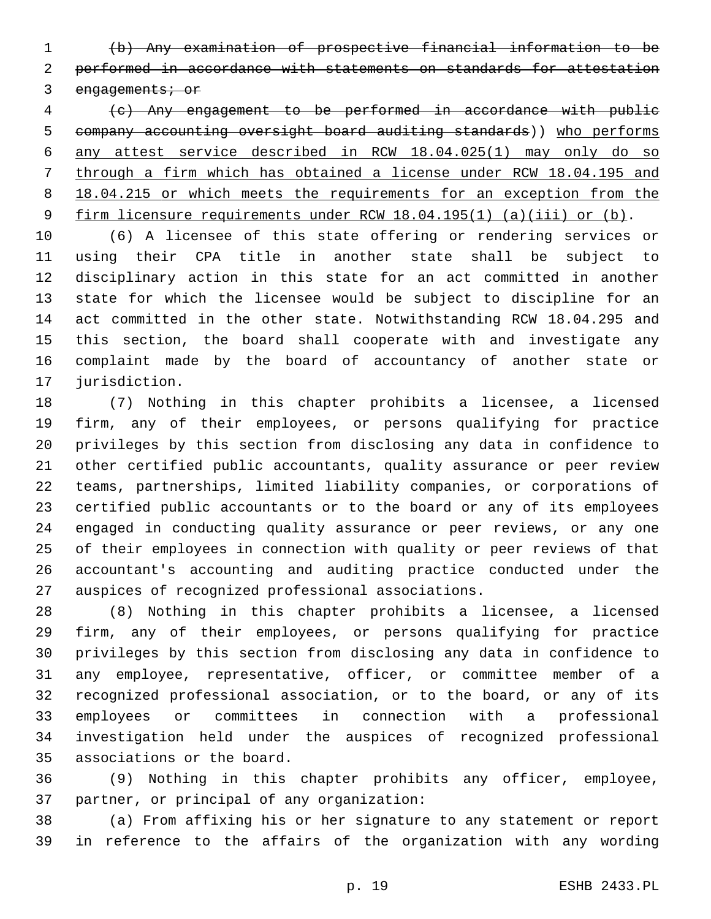~~(b) Any examination of prospective financial information to be performed in accordance with statements on standards for attestation engagements; or~~

~~(c) Any engagement to be performed in accordance with public company accounting oversight board auditing standards~~)) <u>who performs any attest service described in RCW 18.04.025(1) may only do so through a firm which has obtained a license under RCW 18.04.195 and 18.04.215 or which meets the requirements for an exception from the firm licensure requirements under RCW 18.04.195(1) (a)(iii) or (b)</u>.

(6) A licensee of this state offering or rendering services or using their CPA title in another state shall be subject to disciplinary action in this state for an act committed in another state for which the licensee would be subject to discipline for an act committed in the other state. Notwithstanding RCW 18.04.295 and this section, the board shall cooperate with and investigate any complaint made by the board of accountancy of another state or jurisdiction.

(7) Nothing in this chapter prohibits a licensee, a licensed firm, any of their employees, or persons qualifying for practice privileges by this section from disclosing any data in confidence to other certified public accountants, quality assurance or peer review teams, partnerships, limited liability companies, or corporations of certified public accountants or to the board or any of its employees engaged in conducting quality assurance or peer reviews, or any one of their employees in connection with quality or peer reviews of that accountant's accounting and auditing practice conducted under the auspices of recognized professional associations.

(8) Nothing in this chapter prohibits a licensee, a licensed firm, any of their employees, or persons qualifying for practice privileges by this section from disclosing any data in confidence to any employee, representative, officer, or committee member of a recognized professional association, or to the board, or any of its employees or committees in connection with a professional investigation held under the auspices of recognized professional associations or the board.

(9) Nothing in this chapter prohibits any officer, employee, partner, or principal of any organization:

(a) From affixing his or her signature to any statement or report in reference to the affairs of the organization with any wording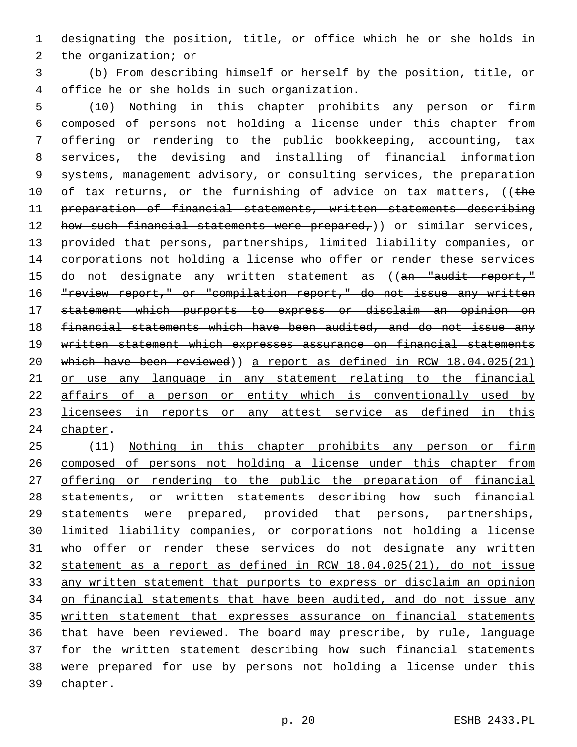designating the position, title, or office which he or she holds in the organization; or

(b) From describing himself or herself by the position, title, or office he or she holds in such organization.

(10) Nothing in this chapter prohibits any person or firm composed of persons not holding a license under this chapter from offering or rendering to the public bookkeeping, accounting, tax services, the devising and installing of financial information systems, management advisory, or consulting services, the preparation of tax returns, or the furnishing of advice on tax matters, ((~~the preparation of financial statements, written statements describing how such financial statements were prepared,~~)) or similar services, provided that persons, partnerships, limited liability companies, or corporations not holding a license who offer or render these services do not designate any written statement as ((~~an "audit report," "review report," or "compilation report," do not issue any written statement which purports to express or disclaim an opinion on financial statements which have been audited, and do not issue any written statement which expresses assurance on financial statements which have been reviewed~~)) <u>a report as defined in RCW 18.04.025(21) or use any language in any statement relating to the financial affairs of a person or entity which is conventionally used by licensees in reports or any attest service as defined in this chapter</u>.

(11) <u>Nothing in this chapter prohibits any person or firm composed of persons not holding a license under this chapter from offering or rendering to the public the preparation of financial statements, or written statements describing how such financial statements were prepared, provided that persons, partnerships, limited liability companies, or corporations not holding a license who offer or render these services do not designate any written statement as a report as defined in RCW 18.04.025(21), do not issue any written statement that purports to express or disclaim an opinion on financial statements that have been audited, and do not issue any written statement that expresses assurance on financial statements that have been reviewed. The board may prescribe, by rule, language for the written statement describing how such financial statements were prepared for use by persons not holding a license under this chapter.</u>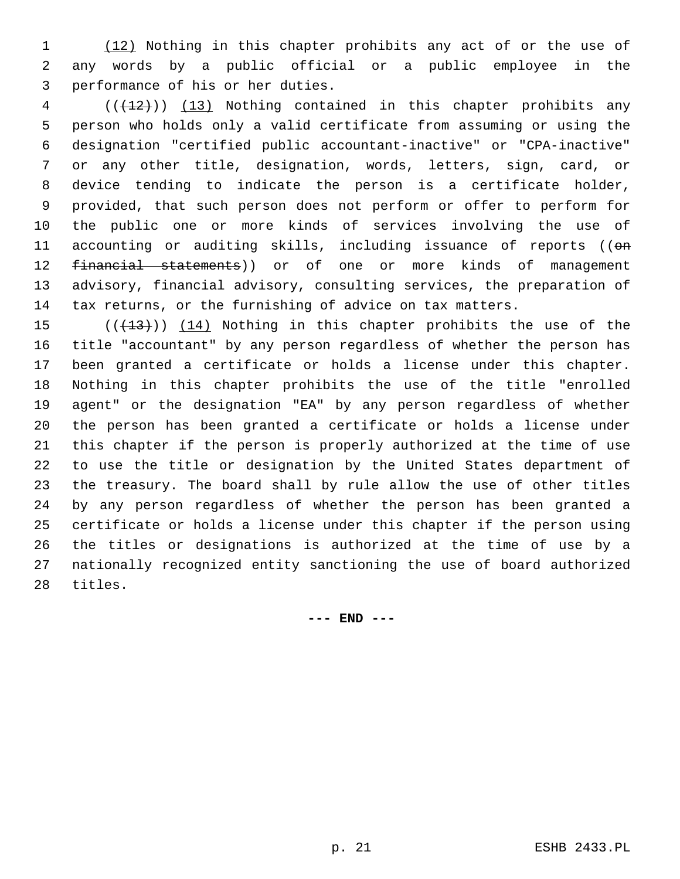(12) Nothing in this chapter prohibits any act of or the use of any words by a public official or a public employee in the performance of his or her duties.

(((12))) (13) Nothing contained in this chapter prohibits any person who holds only a valid certificate from assuming or using the designation "certified public accountant-inactive" or "CPA-inactive" or any other title, designation, words, letters, sign, card, or device tending to indicate the person is a certificate holder, provided, that such person does not perform or offer to perform for the public one or more kinds of services involving the use of accounting or auditing skills, including issuance of reports ((~~on financial statements~~)) or of one or more kinds of management advisory, financial advisory, consulting services, the preparation of tax returns, or the furnishing of advice on tax matters.

(((13))) (14) Nothing in this chapter prohibits the use of the title "accountant" by any person regardless of whether the person has been granted a certificate or holds a license under this chapter. Nothing in this chapter prohibits the use of the title "enrolled agent" or the designation "EA" by any person regardless of whether the person has been granted a certificate or holds a license under this chapter if the person is properly authorized at the time of use to use the title or designation by the United States department of the treasury. The board shall by rule allow the use of other titles by any person regardless of whether the person has been granted a certificate or holds a license under this chapter if the person using the titles or designations is authorized at the time of use by a nationally recognized entity sanctioning the use of board authorized titles.

**--- END ---**